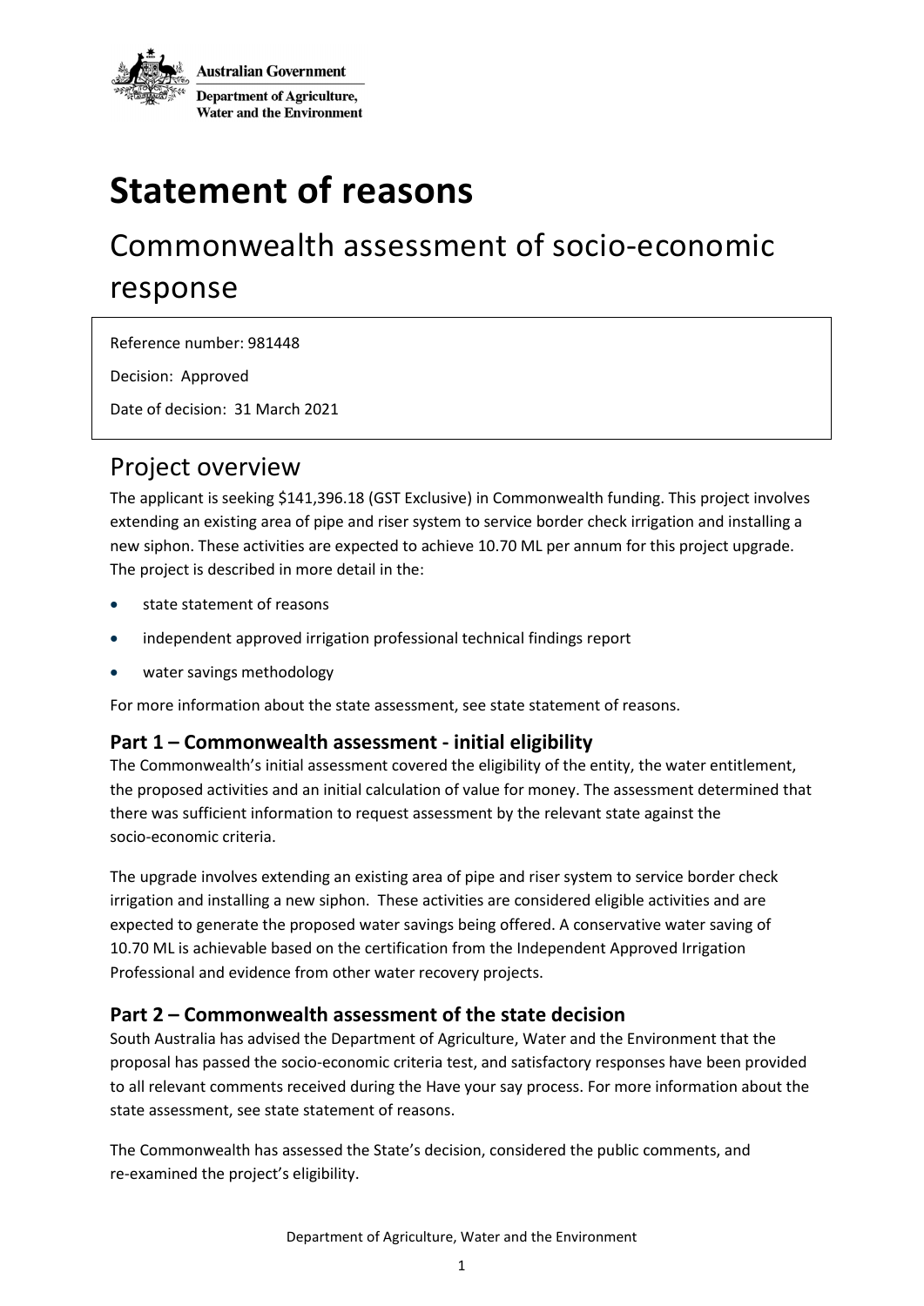Australian Government

Department of Agriculture, Water and the Environment

# Statement of reasons

## Commonwealth assessment of socio-economic response

Reference number: 981448

Decision: Approved

Date of decision: 31 March 2021

## Project overview

The applicant is seeking $141,396.18 (GST Exclusive) in Commonwealth funding. This project involves extending an existing area of pipe and riser system to service border check irrigation and installing a new siphon. These activities are expected to achieve 10.70 ML per annum for this project upgrade. The project is described in more detail in the:

- state statement of reasons
- independent approved irrigation professional technical findings report
- water savings methodology

For more information about the state assessment, see state statement of reasons.

### Part 1 – Commonwealth assessment - initial eligibility

The Commonwealth's initial assessment covered the eligibility of the entity, the water entitlement, the proposed activities and an initial calculation of value for money. The assessment determined that there was sufficient information to request assessment by the relevant state against the socio-economic criteria.

The upgrade involves extending an existing area of pipe and riser system to service border check irrigation and installing a new siphon. These activities are considered eligible activities and are expected to generate the proposed water savings being offered. A conservative water saving of 10.70 ML is achievable based on the certification from the Independent Approved Irrigation Professional and evidence from other water recovery projects.

### Part 2 – Commonwealth assessment of the state decision

South Australia has advised the Department of Agriculture, Water and the Environment that the proposal has passed the socio-economic criteria test, and satisfactory responses have been provided to all relevant comments received during the Have your say process. For more information about the state assessment, see state statement of reasons.

The Commonwealth has assessed the State's decision, considered the public comments, and re-examined the project's eligibility.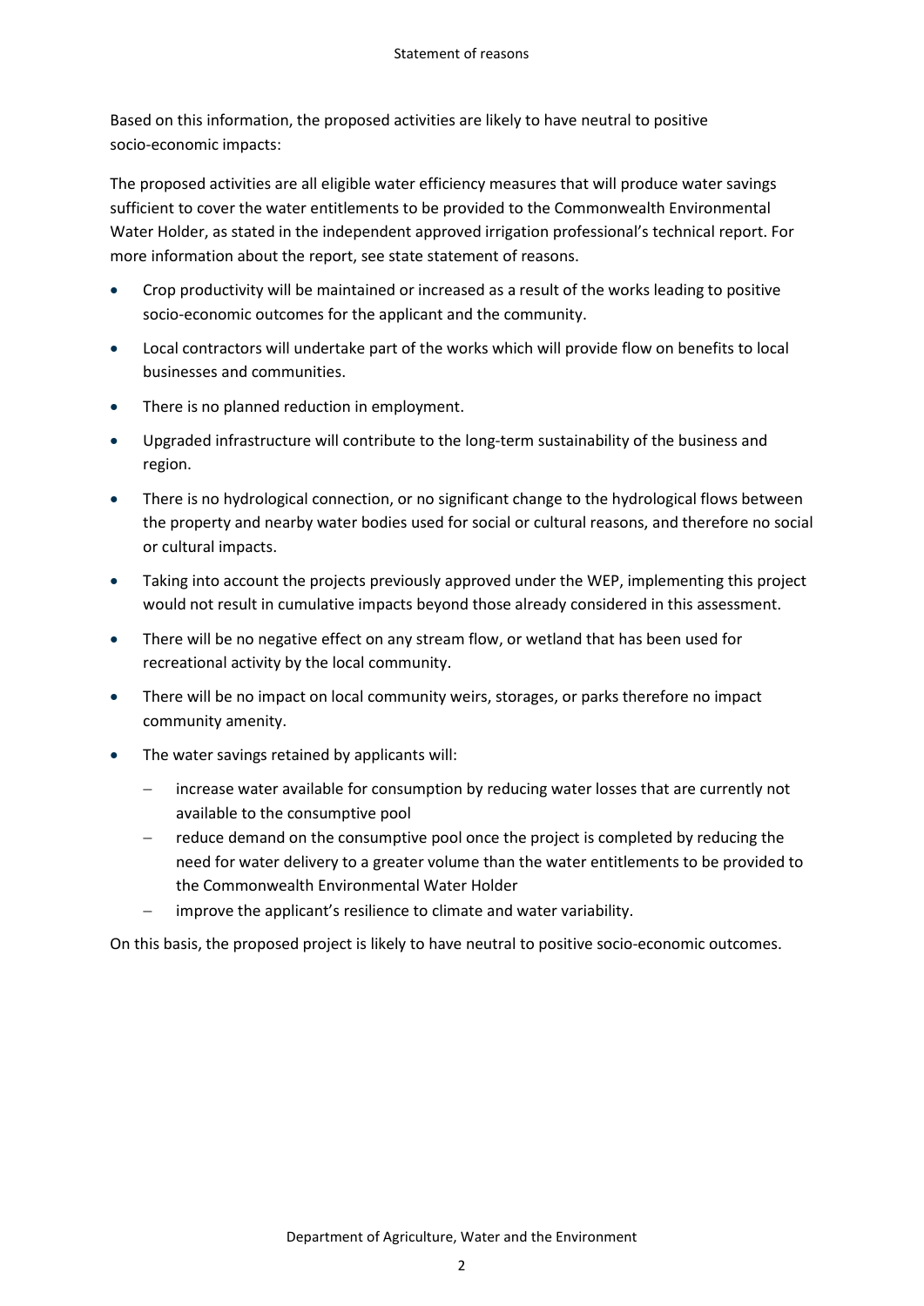Based on this information, the proposed activities are likely to have neutral to positive socio-economic impacts:

The proposed activities are all eligible water efficiency measures that will produce water savings sufficient to cover the water entitlements to be provided to the Commonwealth Environmental Water Holder, as stated in the independent approved irrigation professional's technical report. For more information about the report, see state statement of reasons.

- Crop productivity will be maintained or increased as a result of the works leading to positive socio-economic outcomes for the applicant and the community.
- Local contractors will undertake part of the works which will provide flow on benefits to local businesses and communities.
- There is no planned reduction in employment.
- Upgraded infrastructure will contribute to the long-term sustainability of the business and region.
- There is no hydrological connection, or no significant change to the hydrological flows between the property and nearby water bodies used for social or cultural reasons, and therefore no social or cultural impacts.
- Taking into account the projects previously approved under the WEP, implementing this project would not result in cumulative impacts beyond those already considered in this assessment.
- There will be no negative effect on any stream flow, or wetland that has been used for recreational activity by the local community.
- There will be no impact on local community weirs, storages, or parks therefore no impact community amenity.
- The water savings retained by applicants will:
  - increase water available for consumption by reducing water losses that are currently not available to the consumptive pool
  - reduce demand on the consumptive pool once the project is completed by reducing the need for water delivery to a greater volume than the water entitlements to be provided to the Commonwealth Environmental Water Holder
  - improve the applicant's resilience to climate and water variability.

On this basis, the proposed project is likely to have neutral to positive socio-economic outcomes.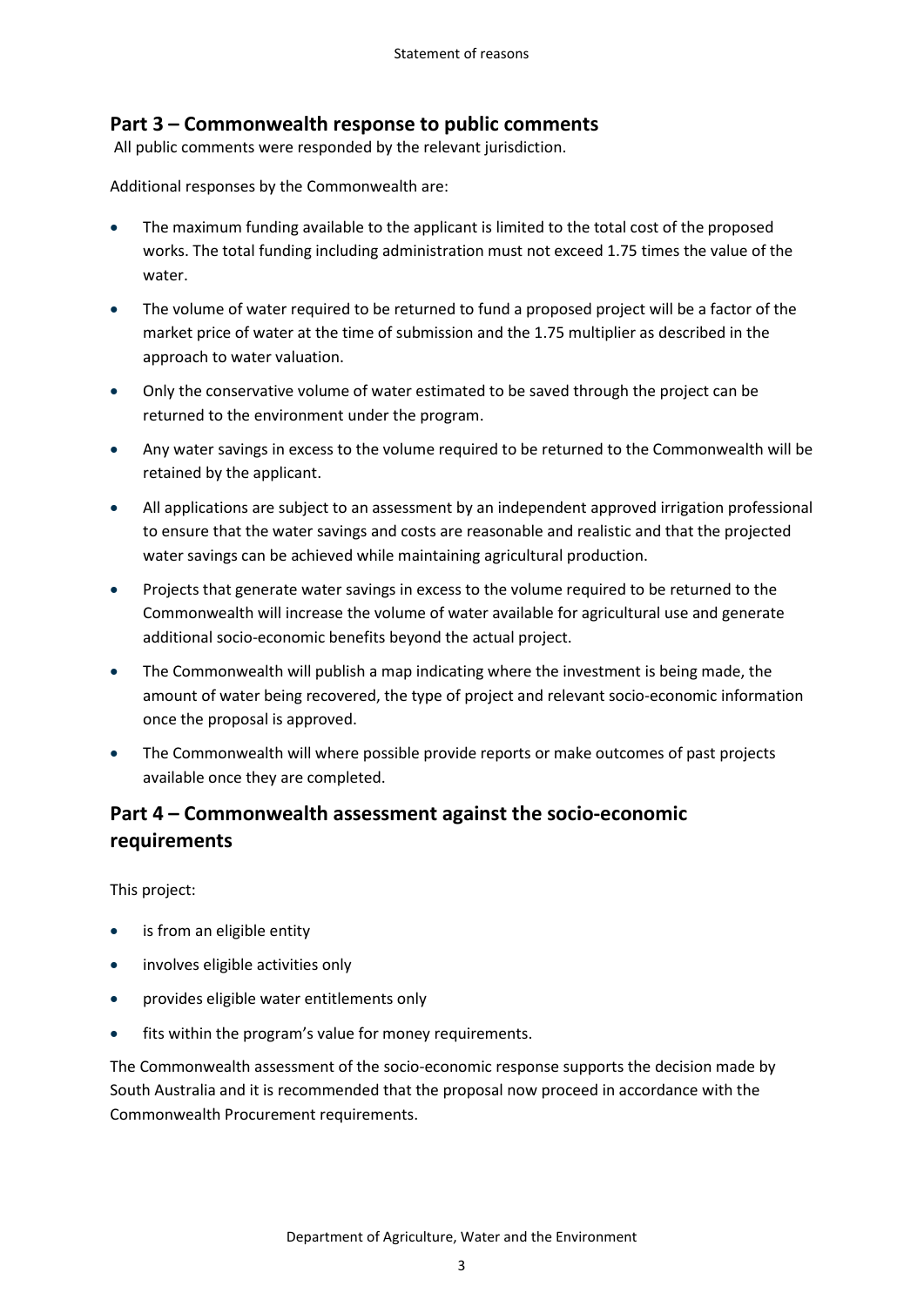## Part 3 – Commonwealth response to public comments

All public comments were responded by the relevant jurisdiction.

Additional responses by the Commonwealth are:

- The maximum funding available to the applicant is limited to the total cost of the proposed works. The total funding including administration must not exceed 1.75 times the value of the water.
- The volume of water required to be returned to fund a proposed project will be a factor of the market price of water at the time of submission and the 1.75 multiplier as described in the approach to water valuation.
- Only the conservative volume of water estimated to be saved through the project can be returned to the environment under the program.
- Any water savings in excess to the volume required to be returned to the Commonwealth will be retained by the applicant.
- All applications are subject to an assessment by an independent approved irrigation professional to ensure that the water savings and costs are reasonable and realistic and that the projected water savings can be achieved while maintaining agricultural production.
- Projects that generate water savings in excess to the volume required to be returned to the Commonwealth will increase the volume of water available for agricultural use and generate additional socio-economic benefits beyond the actual project.
- The Commonwealth will publish a map indicating where the investment is being made, the amount of water being recovered, the type of project and relevant socio-economic information once the proposal is approved.
- The Commonwealth will where possible provide reports or make outcomes of past projects available once they are completed.

## Part 4 – Commonwealth assessment against the socio-economic requirements

This project:

- is from an eligible entity
- involves eligible activities only
- provides eligible water entitlements only
- fits within the program's value for money requirements.

The Commonwealth assessment of the socio-economic response supports the decision made by South Australia and it is recommended that the proposal now proceed in accordance with the Commonwealth Procurement requirements.